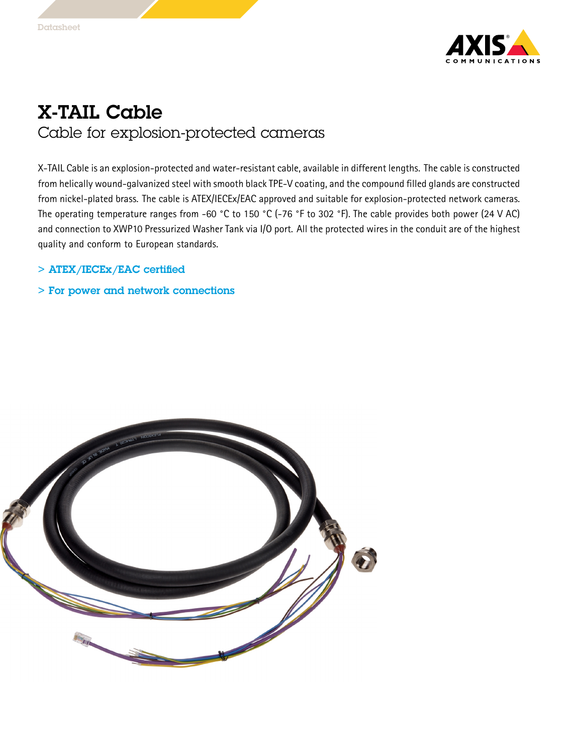Datasheet

# X-TAIL Cable

## Cable for explosion-protected cameras

X-TAIL Cable is an explosion-protected and water-resistant cable, available in different lengths. The cable is constructed from helically wound-galvanized steel with smooth black TPE-V coating, and the compound filled glands are constructed from nickel-plated brass. The cable is ATEX/IECEx/EAC approved and suitable for explosion-protected network cameras. The operating temperature ranges from -60 °C to 150 °C (-76 °F to 302 °F). The cable provides both power (24 V AC) and connection to XWP10 Pressurized Washer Tank via I/O port. All the protected wires in the conduit are of the highest quality and conform to European standards.

> ATEX/IECEx/EAC certified

> For power and network connections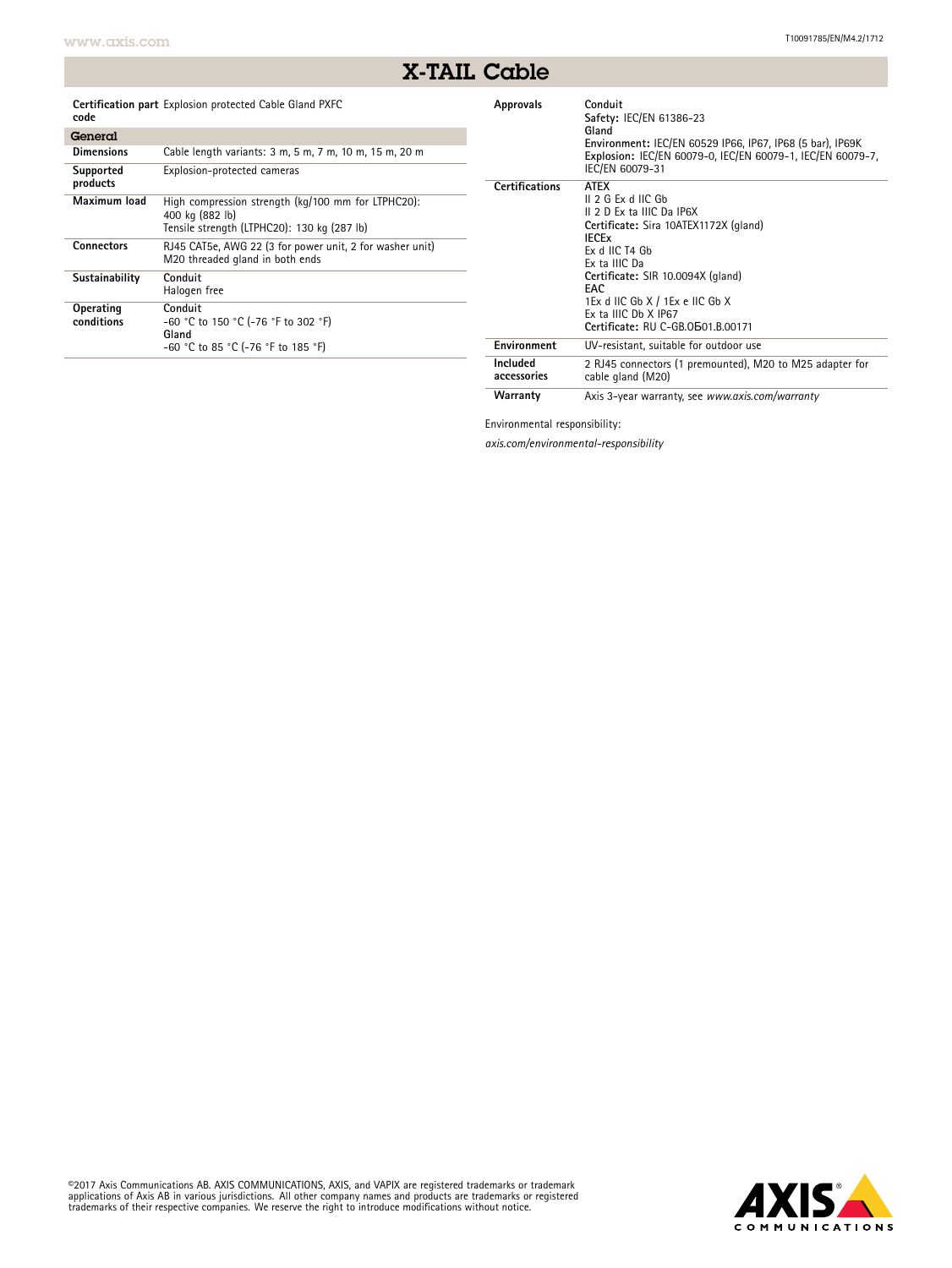# X-TAIL Cable

| | |
|---|---|
| **Certification part code** | Explosion protected Cable Gland PXFC |

## General

| | |
|---|---|
| **Dimensions** | Cable length variants: 3 m, 5 m, 7 m, 10 m, 15 m, 20 m |
| **Supported products** | Explosion-protected cameras |
| **Maximum load** | High compression strength (kg/100 mm for LTPHC20): 400 kg (882 lb)<br>Tensile strength (LTPHC20): 130 kg (287 lb) |
| **Connectors** | RJ45 CAT5e, AWG 22 (3 for power unit, 2 for washer unit)<br>M20 threaded gland in both ends |
| **Sustainability** | Conduit<br>Halogen free |
| **Operating conditions** | Conduit<br>-60 °C to 150 °C (-76 °F to 302 °F)<br>Gland<br>-60 °C to 85 °C (-76 °F to 185 °F) |
| **Approvals** | Conduit<br>**Safety:** IEC/EN 61386-23<br>Gland<br>**Environment:** IEC/EN 60529 IP66, IP67, IP68 (5 bar), IP69K<br>**Explosion:** IEC/EN 60079-0, IEC/EN 60079-1, IEC/EN 60079-7, IEC/EN 60079-31 |
| **Certifications** | **ATEX**<br>II 2 G Ex d IIC Gb<br>II 2 D Ex ta IIIC Da IP6X<br>**Certificate:** Sira 10ATEX1172X (gland)<br>**IECEx**<br>Ex d IIC T4 Gb<br>Ex ta IIIC Da<br>**Certificate:** SIR 10.0094X (gland)<br>**EAC**<br>1Ex d IIC Gb X / 1Ex e IIC Gb X<br>Ex ta IIIC Db X IP67<br>**Certificate:** RU C-GB.ОБ01.B.00171 |
| **Environment** | UV-resistant, suitable for outdoor use |
| **Included accessories** | 2 RJ45 connectors (1 premounted), M20 to M25 adapter for cable gland (M20) |
| **Warranty** | Axis 3-year warranty, see *www.axis.com/warranty* |

Environmental responsibility:

*axis.com/environmental-responsibility*

©2017 Axis Communications AB. AXIS COMMUNICATIONS, AXIS, and VAPIX are registered trademarks or trademark applications of Axis AB in various jurisdictions. All other company names and products are trademarks or registered trademarks of their respective companies. We reserve the right to introduce modifications without notice.